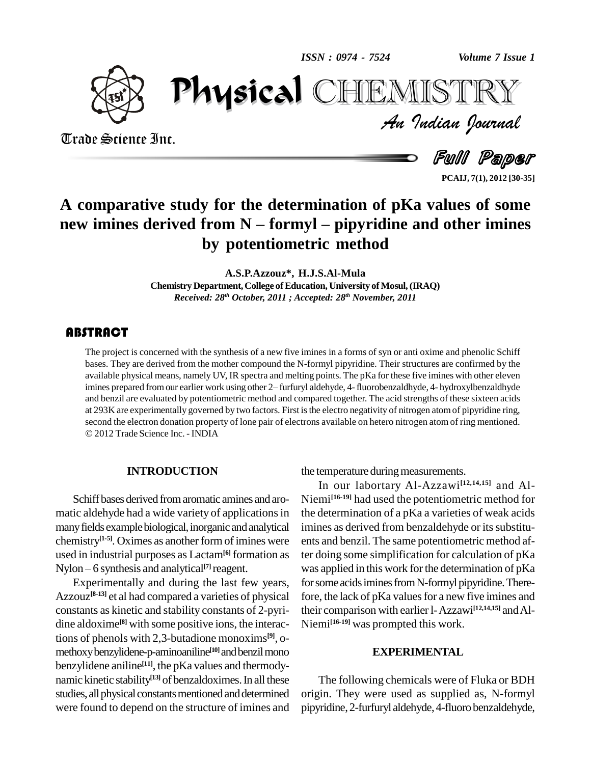# A comparative study for the determination of pKa values of some new imines derived from N – formyl – pipyridine and other imines by potentiometric method

**A.S.P.Azzouz\*, H.J.S.Al-Mula**

**Chemistry Department, College of Education, University of Mosul, (IRAQ)**

*Received: 28th October, 2011 ; Accepted: 28th November, 2011*

## ABSTRACT

The project is concerned with the synthesis of a new five imines in a forms of syn or anti oxime and phenolic Schiff bases. They are derived from the mother compound the N-formyl pipyridine. Their structures are confirmed by the available physical means, namely UV, IR spectra and melting points. The pKa for these five imines with other eleven imines prepared from our earlier work using other 2– furfuryl aldehyde, 4- fluorobenzaldhyde, 4- hydroxylbenzaldhyde and benzil are evaluated by potentiometric method and compared together. The acid strengths of these sixteen acids at 293K are experimentally governed by two factors. First is the electro negativity of nitrogen atom of pipyridine ring, second the electron donation property of lone pair of electrons available on hetero nitrogen atom of ring mentioned.
© 2012 Trade Science Inc. - INDIA

## INTRODUCTION

Schiff bases derived from aromatic amines and aromatic aldehyde had a wide variety of applications in many fields example biological, inorganic and analytical chemistry[1-5]. Oximes as another form of imines were used in industrial purposes as Lactam[6] formation as Nylon – 6 synthesis and analytical[7] reagent.

Experimentally and during the last few years, Azzouz[8-13] et al had compared a varieties of physical constants as kinetic and stability constants of 2-pyridine aldoxime[8] with some positive ions, the interactions of phenols with 2,3-butadione monoxims[9], o-methoxy benzylidene-p-aminoaniline[10] and benzil mono benzylidene aniline[11], the pKa values and thermodynamic kinetic stability[13] of benzaldoximes. In all these studies, all physical constants mentioned and determined were found to depend on the structure of imines and the temperature during measurements.

In our labortary Al-Azzawi[12,14,15] and Al-Niemi[16-19] had used the potentiometric method for the determination of a pKa a varieties of weak acids imines as derived from benzaldehyde or its substituents and benzil. The same potentiometric method after doing some simplification for calculation of pKa was applied in this work for the determination of pKa for some acids imines from N-formyl pipyridine. Therefore, the lack of pKa values for a new five imines and their comparison with earlier l- Azzawi[12,14,15] and Al-Niemi[16-19] was prompted this work.

## EXPERIMENTAL

The following chemicals were of Fluka or BDH origin. They were used as supplied as, N-formyl pipyridine, 2-furfuryl aldehyde, 4-fluoro benzaldehyde,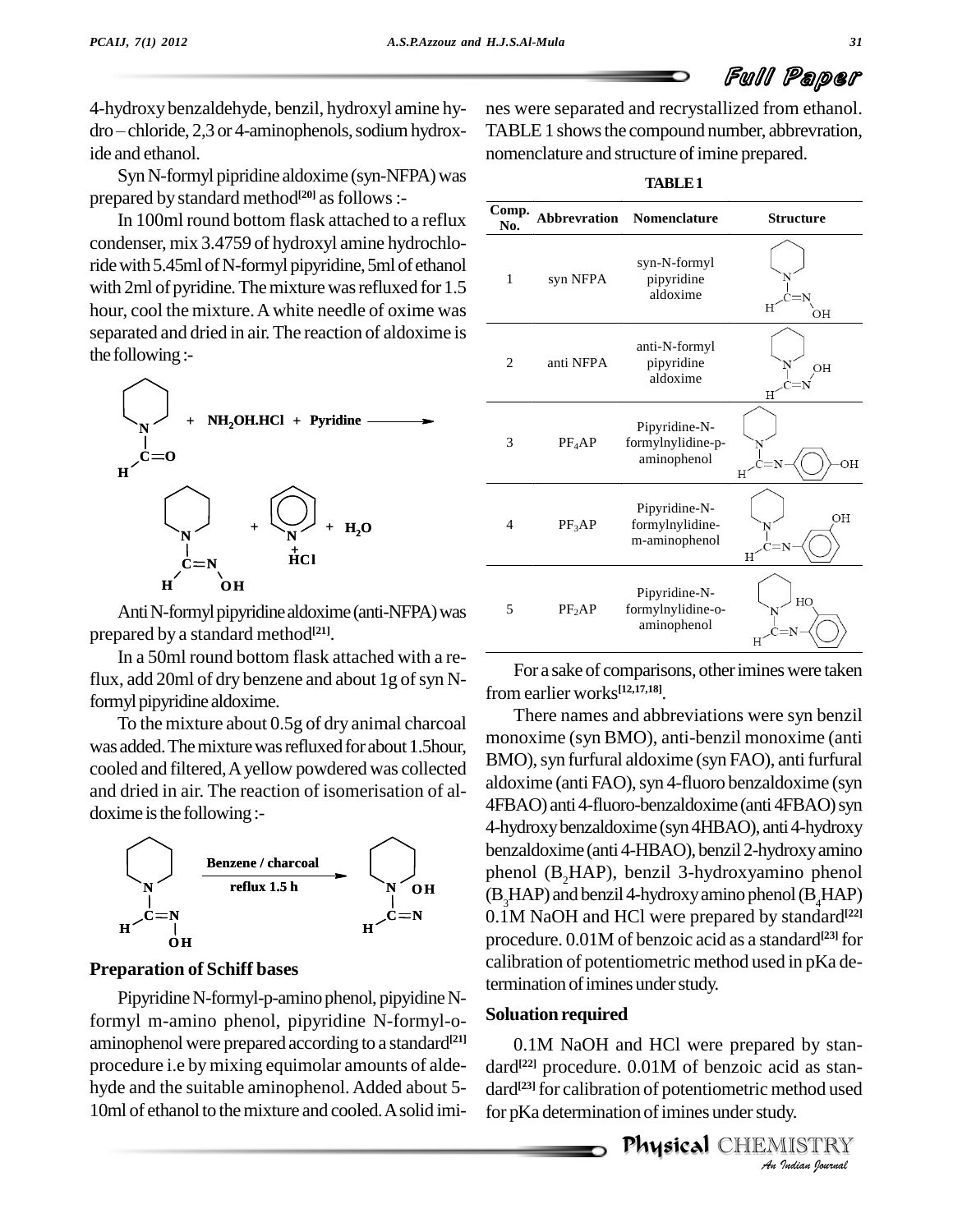4-hydroxy benzaldehyde, benzil, hydroxyl amine hydro – chloride, 2,3 or 4-aminophenols, sodium hydroxide and ethanol.

Syn N-formyl pipridine aldoxime (syn-NFPA) was prepared by standard method[20] as follows :-

In 100ml round bottom flask attached to a reflux condenser, mix 3.4759 of hydroxyl amine hydrochloride with 5.45ml of N-formyl pipyridine, 5ml of ethanol with 2ml of pyridine. The mixture was refluxed for 1.5 hour, cool the mixture. A white needle of oxime was separated and dried in air. The reaction of aldoxime is the following :-

N-formyl pipyridine + $NH_2OH.HCl$ + Pyridine ⟶ syn N-formyl pipyridine aldoxime + Pyridine.HCl + $H_2O$

Anti N-formyl pipyridine aldoxime (anti-NFPA) was prepared by a standard method[21].

In a 50ml round bottom flask attached with a reflux, add 20ml of dry benzene and about 1g of syn N-formyl pipyridine aldoxime.

To the mixture about 0.5g of dry animal charcoal was added. The mixture was refluxed for about 1.5hour, cooled and filtered, A yellow powdered was collected and dried in air. The reaction of isomerisation of aldoxime is the following :-

syn N-formyl pipyridine aldoxime —(Benzene / charcoal, reflux 1.5 h)→ anti N-formyl pipyridine aldoxime

## Preparation of Schiff bases

Pipyridine N-formyl-p-amino phenol, pipyidine N-formyl m-amino phenol, pipyridine N-formyl-o-aminophenol were prepared according to a standard[21] procedure i.e by mixing equimolar amounts of aldehyde and the suitable aminophenol. Added about 5-10ml of ethanol to the mixture and cooled. A solid imines were separated and recrystallized from ethanol. TABLE 1 shows the compound number, abbrevration, nomenclature and structure of imine prepared.

**TABLE 1**

| Comp. No. | Abbrevration | Nomenclature | Structure |
|---|---|---|---|
| 1 | syn NFPA | syn-N-formyl pipyridine aldoxime | |
| 2 | anti NFPA | anti-N-formyl pipyridine aldoxime | |
| 3 | $PF_4AP$ | Pipyridine-N-formylnylidine-p-aminophenol | |
| 4 | $PF_3AP$ | Pipyridine-N-formylnylidine-m-aminophenol | |
| 5 | $PF_2AP$ | Pipyridine-N-formylnylidine-o-aminophenol | |

For a sake of comparisons, other imines were taken from earlier works[12,17,18].

There names and abbreviations were syn benzil monoxime (syn BMO), anti-benzil monoxime (anti BMO), syn furfural aldoxime (syn FAO), anti furfural aldoxime (anti FAO), syn 4-fluoro benzaldoxime (syn 4FBAO) anti 4-fluoro-benzaldoxime (anti 4FBAO) syn 4-hydroxy benzaldoxime (syn 4HBAO), anti 4-hydroxy benzaldoxime (anti 4-HBAO), benzil 2-hydroxy amino phenol ($B_2HAP$), benzil 3-hydroxyamino phenol ($B_3HAP$) and benzil 4-hydroxy amino phenol ($B_4HAP$) 0.1M NaOH and HCl were prepared by standard[22] procedure. 0.01M of benzoic acid as a standard[23] for calibration of potentiometric method used in pKa determination of imines under study.

## Soluation required

0.1M NaOH and HCl were prepared by standard[22] procedure. 0.01M of benzoic acid as standard[23] for calibration of potentiometric method used for pKa determination of imines under study.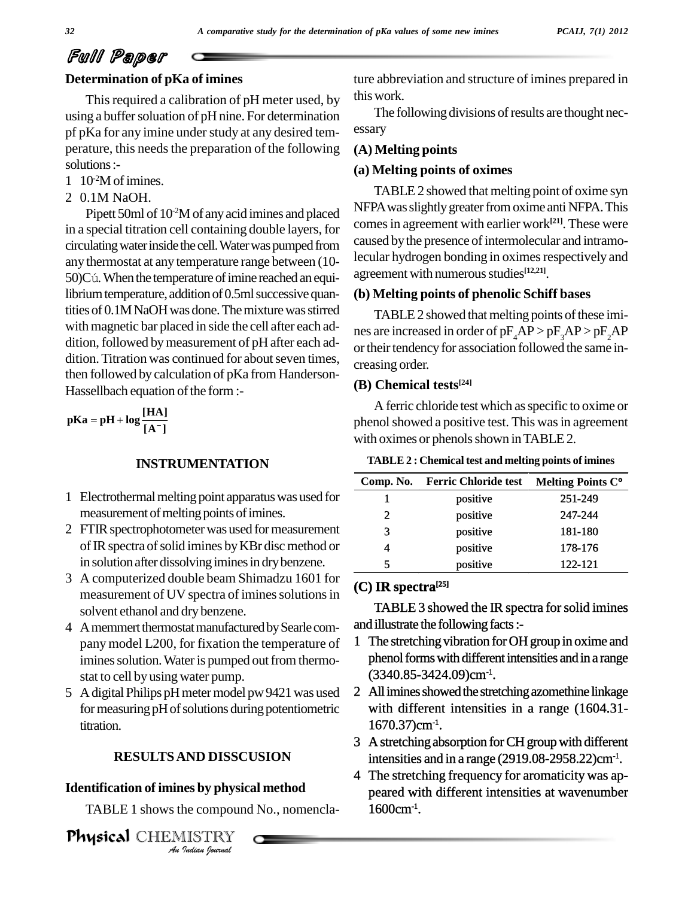## Determination of pKa of imines

This required a calibration of pH meter used, by using a buffer soluation of pH nine. For determination pf pKa for any imine under study at any desired temperature, this needs the preparation of the following solutions :-

1 $10^{-2}$M of imines.
2 0.1M NaOH.

Pipett 50ml of $10^{-2}$M of any acid imines and placed in a special titration cell containing double layers, for circulating water inside the cell. Water was pumped from any thermostat at any temperature range between (10-50)Cú. When the temperature of imine reached an equilibrium temperature, addition of 0.5ml successive quantities of 0.1M NaOH was done. The mixture was stirred with magnetic bar placed in side the cell after each addition, followed by measurement of pH after each addition. Titration was continued for about seven times, then followed by calculation of pKa from Handerson-Hassellbach equation of the form :-

$$\mathbf{pKa = pH + \log\frac{[HA]}{[A^-]}}$$

## INSTRUMENTATION

1 Electrothermal melting point apparatus was used for measurement of melting points of imines.
2 FTIR spectrophotometer was used for measurement of IR spectra of solid imines by KBr disc method or in solution after dissolving imines in dry benzene.
3 A computerized double beam Shimadzu 1601 for measurement of UV spectra of imines solutions in solvent ethanol and dry benzene.
4 A memmert thermostat manufactured by Searle company model L200, for fixation the temperature of imines solution. Water is pumped out from thermostat to cell by using water pump.
5 A digital Philips pH meter model pw 9421 was used for measuring pH of solutions during potentiometric titration.

## RESULTS AND DISSCUSION

## Identification of imines by physical method

TABLE 1 shows the compound No., nomenclature abbreviation and structure of imines prepared in this work.

The following divisions of results are thought necessary

### (A) Melting points

### (a) Melting points of oximes

TABLE 2 showed that melting point of oxime syn NFPA was slightly greater from oxime anti NFPA. This comes in agreement with earlier work[21]. These were caused by the presence of intermolecular and intramolecular hydrogen bonding in oximes respectively and agreement with numerous studies[12,21].

### (b) Melting points of phenolic Schiff bases

TABLE 2 showed that melting points of these imines are increased in order of $pF_4AP > pF_3AP > pF_2AP$ or their tendency for association followed the same increasing order.

### (B) Chemical tests[24]

A ferric chloride test which as specific to oxime or phenol showed a positive test. This was in agreement with oximes or phenols shown in TABLE 2.

**TABLE 2 : Chemical test and melting points of imines**

| Comp. No. | Ferric Chloride test | Melting Points C° |
|---|---|---|
| 1 | positive | 251-249 |
| 2 | positive | 247-244 |
| 3 | positive | 181-180 |
| 4 | positive | 178-176 |
| 5 | positive | 122-121 |

### (C) IR spectra[25]

TABLE 3 showed the IR spectra for solid imines and illustrate the following facts :-

1 The stretching vibration for OH group in oxime and phenol forms with different intensities and in a range (3340.85-3424.09)$cm^{-1}$.
2 All imines showed the stretching azomethine linkage with different intensities in a range (1604.31-1670.37)$cm^{-1}$.
3 A stretching absorption for CH group with different intensities and in a range (2919.08-2958.22)$cm^{-1}$.
4 The stretching frequency for aromaticity was appeared with different intensities at wavenumber 1600$cm^{-1}$.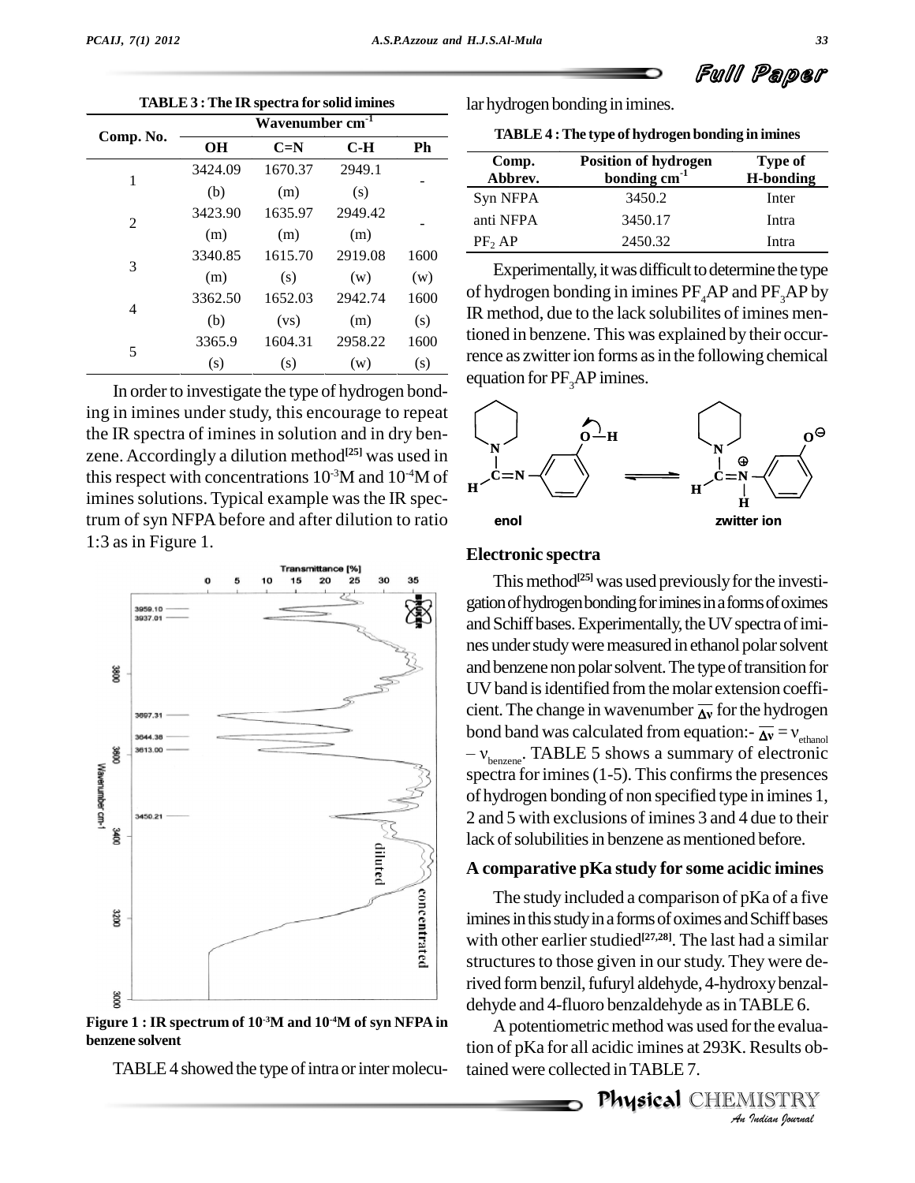**TABLE 3 : The IR spectra for solid imines**

| Comp. No. | Wavenumber $cm^{-1}$ | | | |
|---|---|---|---|---|
| | OH | C=N | C-H | Ph |
| 1 | 3424.09 (b) | 1670.37 (m) | 2949.1 (s) | - |
| 2 | 3423.90 (m) | 1635.97 (m) | 2949.42 (m) | - |
| 3 | 3340.85 (m) | 1615.70 (s) | 2919.08 (w) | 1600 (w) |
| 4 | 3362.50 (b) | 1652.03 (vs) | 2942.74 (m) | 1600 (s) |
| 5 | 3365.9 (s) | 1604.31 (s) | 2958.22 (w) | 1600 (s) |

In order to investigate the type of hydrogen bonding in imines under study, this encourage to repeat the IR spectra of imines in solution and in dry benzene. Accordingly a dilution method[25] was used in this respect with concentrations $10^{-3}$M and $10^{-4}$M of imines solutions. Typical example was the IR spectrum of syn NFPA before and after dilution to ratio 1:3 as in Figure 1.

**Figure 1 : IR spectrum of $10^{-3}$M and $10^{-4}$M of syn NFPA in benzene solvent**

TABLE 4 showed the type of intra or inter molecular hydrogen bonding in imines.

**TABLE 4 : The type of hydrogen bonding in imines**

| Comp. Abbrev. | Position of hydrogen bonding $cm^{-1}$ | Type of H-bonding |
|---|---|---|
| Syn NFPA | 3450.2 | Inter |
| anti NFPA | 3450.17 | Intra |
| $PF_2$ AP | 2450.32 | Intra |

Experimentally, it was difficult to determine the type of hydrogen bonding in imines $PF_4$AP and $PF_3$AP by IR method, due to the lack solubilites of imines mentioned in benzene. This was explained by their occurrence as zwitter ion forms as in the following chemical equation for $PF_3$AP imines.

enol ⇌ zwitter ion

## Electronic spectra

This method[25] was used previously for the investigation of hydrogen bonding for imines in a forms of oximes and Schiff bases. Experimentally, the UV spectra of imines under study were measured in ethanol polar solvent and benzene non polar solvent. The type of transition for UV band is identified from the molar extension coefficient. The change in wavenumber $\overline{\Delta v}$ for the hydrogen bond band was calculated from equation:- $\overline{\Delta v} = v_{ethanol} - v_{benzene}$. TABLE 5 shows a summary of electronic spectra for imines (1-5). This confirms the presences of hydrogen bonding of non specified type in imines 1, 2 and 5 with exclusions of imines 3 and 4 due to their lack of solubilities in benzene as mentioned before.

## A comparative pKa study for some acidic imines

The study included a comparison of pKa of a five imines in this study in a forms of oximes and Schiff bases with other earlier studied[27,28]. The last had a similar structures to those given in our study. They were derived form benzil, fufuryl aldehyde, 4-hydroxy benzaldehyde and 4-fluoro benzaldehyde as in TABLE 6.

A potentiometric method was used for the evaluation of pKa for all acidic imines at 293K. Results obtained were collected in TABLE 7.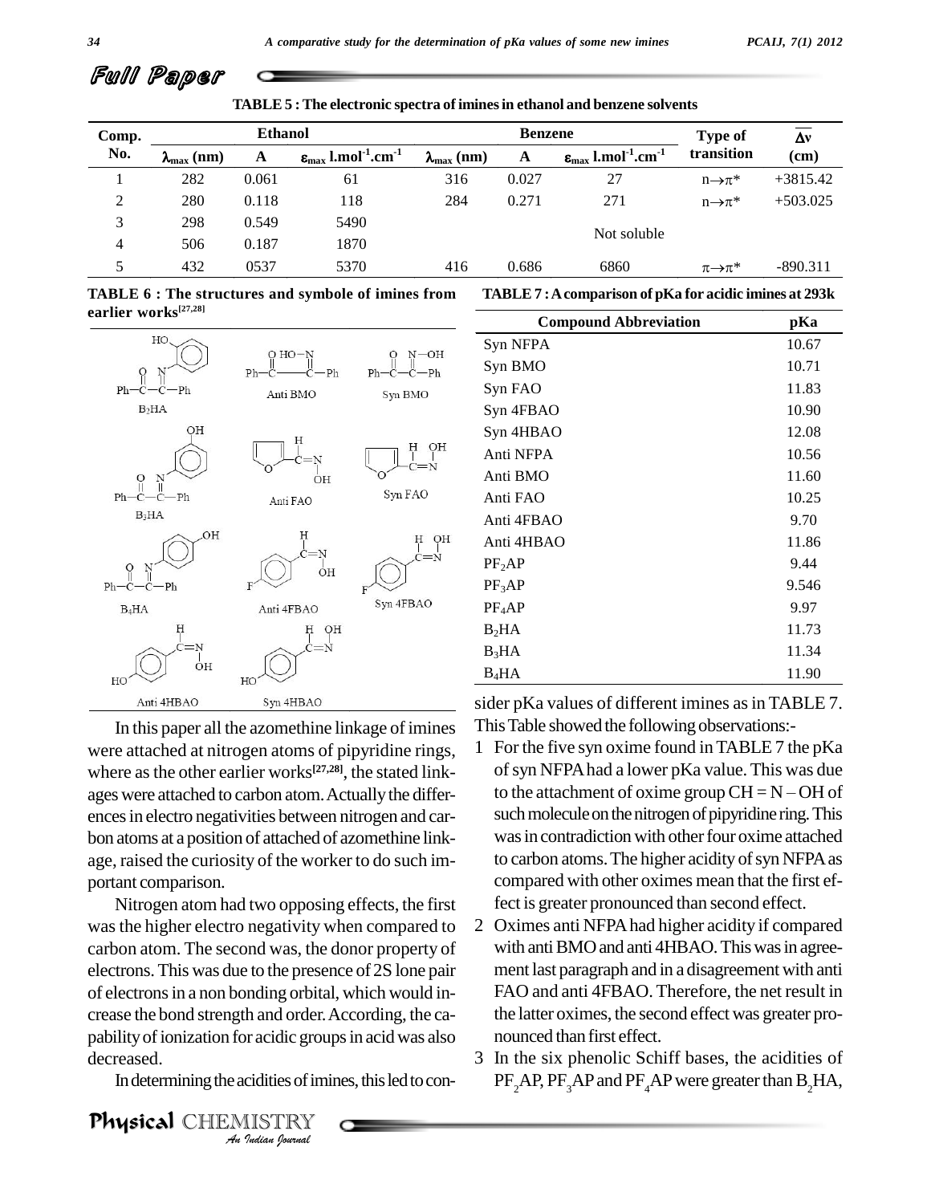Full Paper

TABLE 5 : The electronic spectra of imines in ethanol and benzene solvents

| Comp. No. | Ethanol | | | Benzene | | | Type of transition | $\overline{\Delta\nu}$ (cm) |
|---|---|---|---|---|---|---|---|---|
| | $\lambda_{max}$ (nm) | A | $\varepsilon_{max}$ $l.mol^{-1}.cm^{-1}$ | $\lambda_{max}$ (nm) | A | $\varepsilon_{max}$ $l.mol^{-1}.cm^{-1}$ | | |
| 1 | 282 | 0.061 | 61 | 316 | 0.027 | 27 | $n\rightarrow\pi^*$ | +3815.42 |
| 2 | 280 | 0.118 | 118 | 284 | 0.271 | 271 | $n\rightarrow\pi^*$ | +503.025 |
| 3 | 298 | 0.549 | 5490 | Not soluble | | | | |
| 4 | 506 | 0.187 | 1870 | | | | | |
| 5 | 432 | 0537 | 5370 | 416 | 0.686 | 6860 | $\pi\rightarrow\pi^*$ | -890.311 |

TABLE 6 : The structures and symbole of imines from earlier works[27,28]

B$_2$HA, Anti BMO, Syn BMO, B$_3$HA, Anti FAO, Syn FAO, B$_4$HA, Anti 4FBAO, Syn 4FBAO, Anti 4HBAO, Syn 4HBAO

TABLE 7 : A comparison of pKa for acidic imines at 293k

| Compound Abbreviation | pKa |
|---|---|
| Syn NFPA | 10.67 |
| Syn BMO | 10.71 |
| Syn FAO | 11.83 |
| Syn 4FBAO | 10.90 |
| Syn 4HBAO | 12.08 |
| Anti NFPA | 10.56 |
| Anti BMO | 11.60 |
| Anti FAO | 10.25 |
| Anti 4FBAO | 9.70 |
| Anti 4HBAO | 11.86 |
| PF$_2$AP | 9.44 |
| PF$_3$AP | 9.546 |
| PF$_4$AP | 9.97 |
| B$_2$HA | 11.73 |
| B$_3$HA | 11.34 |
| B$_4$HA | 11.90 |

In this paper all the azomethine linkage of imines were attached at nitrogen atoms of pipyridine rings, where as the other earlier works[27,28], the stated linkages were attached to carbon atom. Actually the differences in electro negativities between nitrogen and carbon atoms at a position of attached of azomethine linkage, raised the curiosity of the worker to do such important comparison.

Nitrogen atom had two opposing effects, the first was the higher electro negativity when compared to carbon atom. The second was, the donor property of electrons. This was due to the presence of 2S lone pair of electrons in a non bonding orbital, which would increase the bond strength and order. According, the capability of ionization for acidic groups in acid was also decreased.

In determining the acidities of imines, this led to consider pKa values of different imines as in TABLE 7. This Table showed the following observations:-

1. For the five syn oxime found in TABLE 7 the pKa of syn NFPA had a lower pKa value. This was due to the attachment of oxime group CH = N – OH of such molecule on the nitrogen of pipyridine ring. This was in contradiction with other four oxime attached to carbon atoms. The higher acidity of syn NFPA as compared with other oximes mean that the first effect is greater pronounced than second effect.
2. Oximes anti NFPA had higher acidity if compared with anti BMO and anti 4HBAO. This was in agreement last paragraph and in a disagreement with anti FAO and anti 4FBAO. Therefore, the net result in the latter oximes, the second effect was greater pronounced than first effect.
3. In the six phenolic Schiff bases, the acidities of PF$_2$AP, PF$_3$AP and PF$_4$AP were greater than B$_2$HA,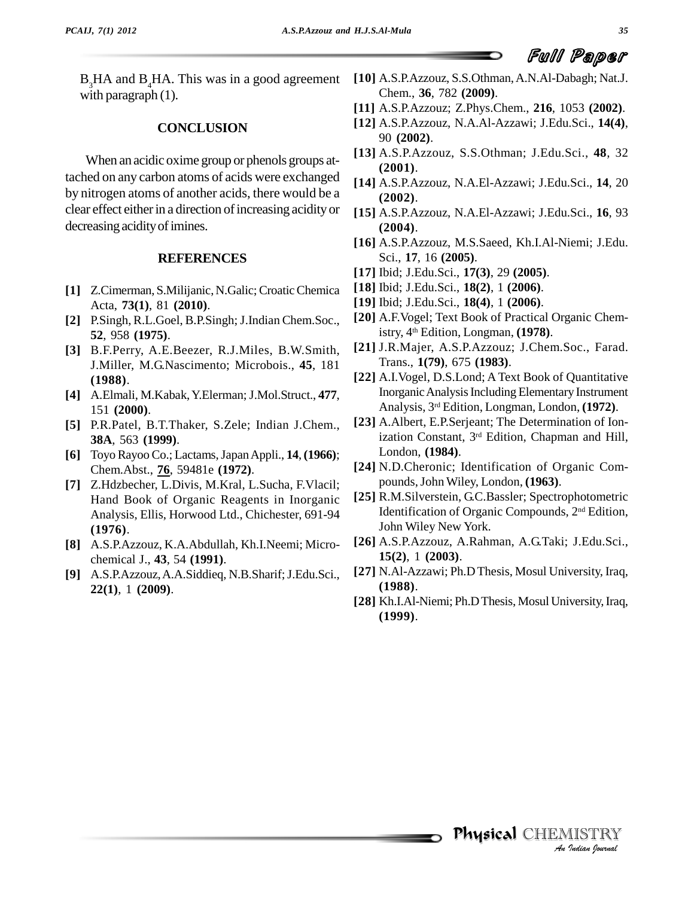$B_3HA$ and $B_4HA$. This was in a good agreement with paragraph (1).

## CONCLUSION

When an acidic oxime group or phenols groups attached on any carbon atoms of acids were exchanged by nitrogen atoms of another acids, there would be a clear effect either in a direction of increasing acidity or decreasing acidity of imines.

## REFERENCES

**[1]** Z.Cimerman, S.Milijanic, N.Galic; Croatic Chemica Acta, **73(1)**, 81 **(2010)**.

**[2]** P.Singh, R.L.Goel, B.P.Singh; J.Indian Chem.Soc., **52**, 958 **(1975)**.

**[3]** B.F.Perry, A.E.Beezer, R.J.Miles, B.W.Smith, J.Miller, M.G.Nascimento; Microbois., **45**, 181 **(1988)**.

**[4]** A.Elmali, M.Kabak, Y.Elerman; J.Mol.Struct., **477**, 151 **(2000)**.

**[5]** P.R.Patel, B.T.Thaker, S.Zele; Indian J.Chem., **38A**, 563 **(1999)**.

**[6]** Toyo Rayoo Co.; Lactams, Japan Appli., **14**, **(1966)**; Chem.Abst., **76**, 59481e **(1972)**.

**[7]** Z.Hdzbecher, L.Divis, M.Kral, L.Sucha, F.Vlacil; Hand Book of Organic Reagents in Inorganic Analysis, Ellis, Horwood Ltd., Chichester, 691-94 **(1976)**.

**[8]** A.S.P.Azzouz, K.A.Abdullah, Kh.I.Neemi; Microchemical J., **43**, 54 **(1991)**.

**[9]** A.S.P.Azzouz, A.A.Siddieq, N.B.Sharif; J.Edu.Sci., **22(1)**, 1 **(2009)**.

**[10]** A.S.P.Azzouz, S.S.Othman, A.N.Al-Dabagh; Nat.J. Chem., **36**, 782 **(2009)**.

**[11]** A.S.P.Azzouz; Z.Phys.Chem., **216**, 1053 **(2002)**.

**[12]** A.S.P.Azzouz, N.A.Al-Azzawi; J.Edu.Sci., **14(4)**, 90 **(2002)**.

**[13]** A.S.P.Azzouz, S.S.Othman; J.Edu.Sci., **48**, 32 **(2001)**.

**[14]** A.S.P.Azzouz, N.A.El-Azzawi; J.Edu.Sci., **14**, 20 **(2002)**.

**[15]** A.S.P.Azzouz, N.A.El-Azzawi; J.Edu.Sci., **16**, 93 **(2004)**.

**[16]** A.S.P.Azzouz, M.S.Saeed, Kh.I.Al-Niemi; J.Edu. Sci., **17**, 16 **(2005)**.

**[17]** Ibid; J.Edu.Sci., **17(3)**, 29 **(2005)**.

**[18]** Ibid; J.Edu.Sci., **18(2)**, 1 **(2006)**.

**[19]** Ibid; J.Edu.Sci., **18(4)**, 1 **(2006)**.

**[20]** A.F.Vogel; Text Book of Practical Organic Chemistry, 4th Edition, Longman, **(1978)**.

**[21]** J.R.Majer, A.S.P.Azzouz; J.Chem.Soc., Farad. Trans., **1(79)**, 675 **(1983)**.

**[22]** A.I.Vogel, D.S.Lond; A Text Book of Quantitative Inorganic Analysis Including Elementary Instrument Analysis, 3rd Edition, Longman, London, **(1972)**.

**[23]** A.Albert, E.P.Serjeant; The Determination of Ionization Constant, 3rd Edition, Chapman and Hill, London, **(1984)**.

**[24]** N.D.Cheronic; Identification of Organic Compounds, John Wiley, London, **(1963)**.

**[25]** R.M.Silverstein, G.C.Bassler; Spectrophotometric Identification of Organic Compounds, 2nd Edition, John Wiley New York.

**[26]** A.S.P.Azzouz, A.Rahman, A.G.Taki; J.Edu.Sci., **15(2)**, 1 **(2003)**.

**[27]** N.Al-Azzawi; Ph.D Thesis, Mosul University, Iraq, **(1988)**.

**[28]** Kh.I.Al-Niemi; Ph.D Thesis, Mosul University, Iraq, **(1999)**.